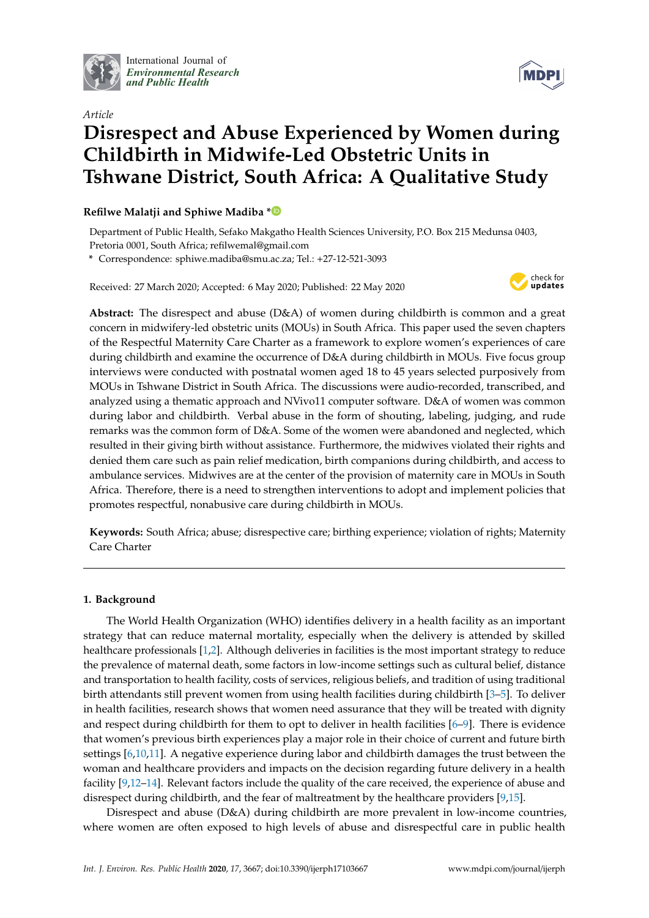International Journal of *Environmental Research and Public Health*

*Article*

# Disrespect and Abuse Experienced by Women during Childbirth in Midwife-Led Obstetric Units in Tshwane District, South Africa: A Qualitative Study

**Refilwe Malatji and Sphiwe Madiba ***

Department of Public Health, Sefako Makgatho Health Sciences University, P.O. Box 215 Medunsa 0403, Pretoria 0001, South Africa; refilwemal@gmail.com

* Correspondence: sphiwe.madiba@smu.ac.za; Tel.: +27-12-521-3093

Received: 27 March 2020; Accepted: 6 May 2020; Published: 22 May 2020

**Abstract:** The disrespect and abuse (D&A) of women during childbirth is common and a great concern in midwifery-led obstetric units (MOUs) in South Africa. This paper used the seven chapters of the Respectful Maternity Care Charter as a framework to explore women's experiences of care during childbirth and examine the occurrence of D&A during childbirth in MOUs. Five focus group interviews were conducted with postnatal women aged 18 to 45 years selected purposively from MOUs in Tshwane District in South Africa. The discussions were audio-recorded, transcribed, and analyzed using a thematic approach and NVivo11 computer software. D&A of women was common during labor and childbirth. Verbal abuse in the form of shouting, labeling, judging, and rude remarks was the common form of D&A. Some of the women were abandoned and neglected, which resulted in their giving birth without assistance. Furthermore, the midwives violated their rights and denied them care such as pain relief medication, birth companions during childbirth, and access to ambulance services. Midwives are at the center of the provision of maternity care in MOUs in South Africa. Therefore, there is a need to strengthen interventions to adopt and implement policies that promotes respectful, nonabusive care during childbirth in MOUs.

**Keywords:** South Africa; abuse; disrespective care; birthing experience; violation of rights; Maternity Care Charter

## 1. Background

The World Health Organization (WHO) identifies delivery in a health facility as an important strategy that can reduce maternal mortality, especially when the delivery is attended by skilled healthcare professionals [1,2]. Although deliveries in facilities is the most important strategy to reduce the prevalence of maternal death, some factors in low-income settings such as cultural belief, distance and transportation to health facility, costs of services, religious beliefs, and tradition of using traditional birth attendants still prevent women from using health facilities during childbirth [3–5]. To deliver in health facilities, research shows that women need assurance that they will be treated with dignity and respect during childbirth for them to opt to deliver in health facilities [6–9]. There is evidence that women's previous birth experiences play a major role in their choice of current and future birth settings [6,10,11]. A negative experience during labor and childbirth damages the trust between the woman and healthcare providers and impacts on the decision regarding future delivery in a health facility [9,12–14]. Relevant factors include the quality of the care received, the experience of abuse and disrespect during childbirth, and the fear of maltreatment by the healthcare providers [9,15].

Disrespect and abuse (D&A) during childbirth are more prevalent in low-income countries, where women are often exposed to high levels of abuse and disrespectful care in public health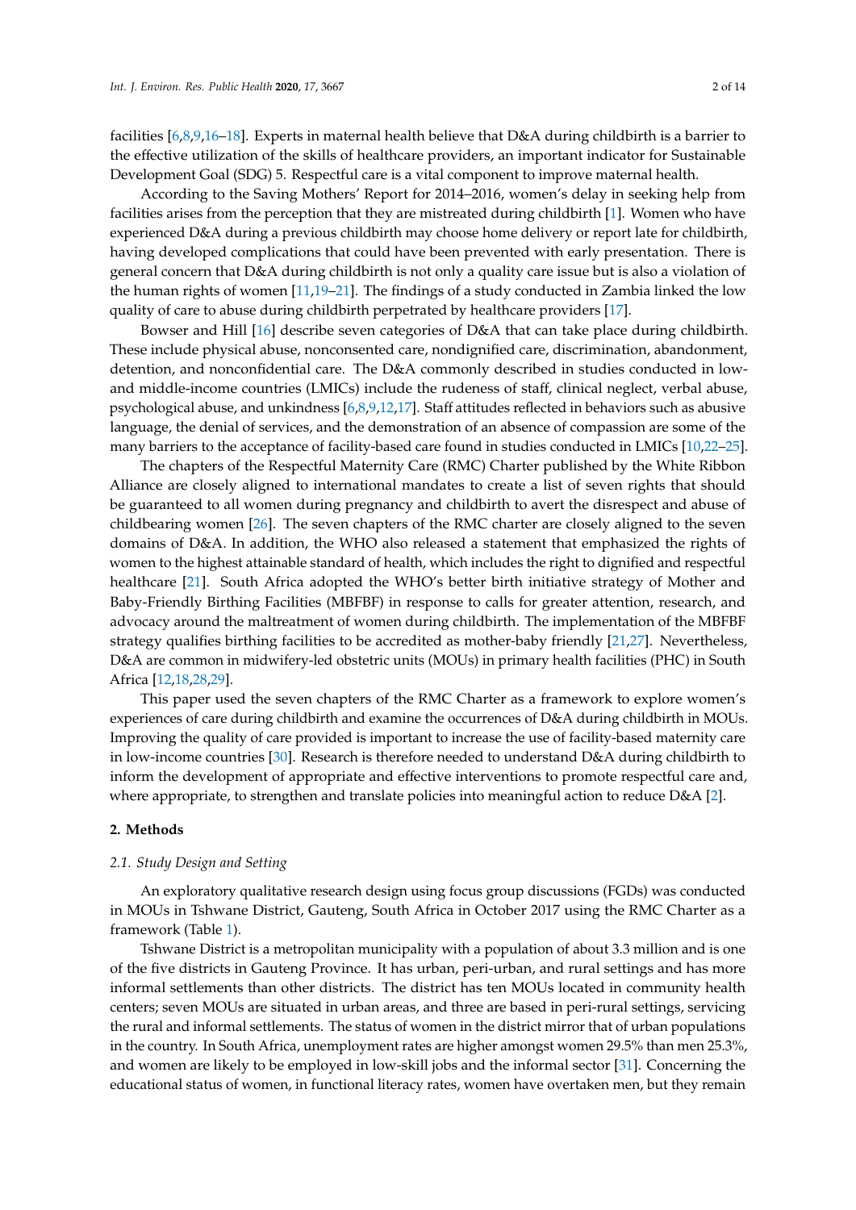facilities [6,8,9,16–18]. Experts in maternal health believe that D&A during childbirth is a barrier to the effective utilization of the skills of healthcare providers, an important indicator for Sustainable Development Goal (SDG) 5. Respectful care is a vital component to improve maternal health.

According to the Saving Mothers' Report for 2014–2016, women's delay in seeking help from facilities arises from the perception that they are mistreated during childbirth [1]. Women who have experienced D&A during a previous childbirth may choose home delivery or report late for childbirth, having developed complications that could have been prevented with early presentation. There is general concern that D&A during childbirth is not only a quality care issue but is also a violation of the human rights of women [11,19–21]. The findings of a study conducted in Zambia linked the low quality of care to abuse during childbirth perpetrated by healthcare providers [17].

Bowser and Hill [16] describe seven categories of D&A that can take place during childbirth. These include physical abuse, nonconsented care, nondignified care, discrimination, abandonment, detention, and nonconfidential care. The D&A commonly described in studies conducted in low- and middle-income countries (LMICs) include the rudeness of staff, clinical neglect, verbal abuse, psychological abuse, and unkindness [6,8,9,12,17]. Staff attitudes reflected in behaviors such as abusive language, the denial of services, and the demonstration of an absence of compassion are some of the many barriers to the acceptance of facility-based care found in studies conducted in LMICs [10,22–25].

The chapters of the Respectful Maternity Care (RMC) Charter published by the White Ribbon Alliance are closely aligned to international mandates to create a list of seven rights that should be guaranteed to all women during pregnancy and childbirth to avert the disrespect and abuse of childbearing women [26]. The seven chapters of the RMC charter are closely aligned to the seven domains of D&A. In addition, the WHO also released a statement that emphasized the rights of women to the highest attainable standard of health, which includes the right to dignified and respectful healthcare [21]. South Africa adopted the WHO's better birth initiative strategy of Mother and Baby-Friendly Birthing Facilities (MBFBF) in response to calls for greater attention, research, and advocacy around the maltreatment of women during childbirth. The implementation of the MBFBF strategy qualifies birthing facilities to be accredited as mother-baby friendly [21,27]. Nevertheless, D&A are common in midwifery-led obstetric units (MOUs) in primary health facilities (PHC) in South Africa [12,18,28,29].

This paper used the seven chapters of the RMC Charter as a framework to explore women's experiences of care during childbirth and examine the occurrences of D&A during childbirth in MOUs. Improving the quality of care provided is important to increase the use of facility-based maternity care in low-income countries [30]. Research is therefore needed to understand D&A during childbirth to inform the development of appropriate and effective interventions to promote respectful care and, where appropriate, to strengthen and translate policies into meaningful action to reduce D&A [2].

## 2. Methods

### 2.1. Study Design and Setting

An exploratory qualitative research design using focus group discussions (FGDs) was conducted in MOUs in Tshwane District, Gauteng, South Africa in October 2017 using the RMC Charter as a framework (Table 1).

Tshwane District is a metropolitan municipality with a population of about 3.3 million and is one of the five districts in Gauteng Province. It has urban, peri-urban, and rural settings and has more informal settlements than other districts. The district has ten MOUs located in community health centers; seven MOUs are situated in urban areas, and three are based in peri-rural settings, servicing the rural and informal settlements. The status of women in the district mirror that of urban populations in the country. In South Africa, unemployment rates are higher amongst women 29.5% than men 25.3%, and women are likely to be employed in low-skill jobs and the informal sector [31]. Concerning the educational status of women, in functional literacy rates, women have overtaken men, but they remain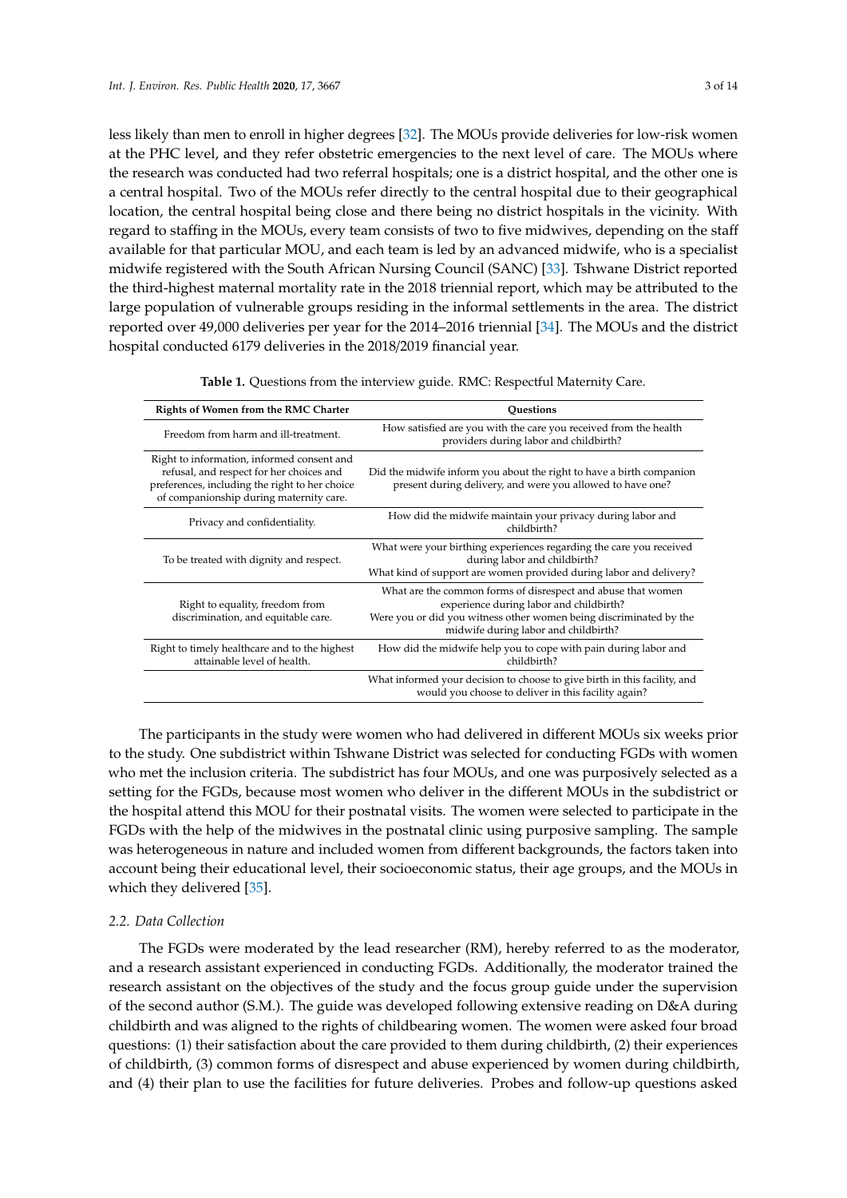less likely than men to enroll in higher degrees [32]. The MOUs provide deliveries for low-risk women at the PHC level, and they refer obstetric emergencies to the next level of care. The MOUs where the research was conducted had two referral hospitals; one is a district hospital, and the other one is a central hospital. Two of the MOUs refer directly to the central hospital due to their geographical location, the central hospital being close and there being no district hospitals in the vicinity. With regard to staffing in the MOUs, every team consists of two to five midwives, depending on the staff available for that particular MOU, and each team is led by an advanced midwife, who is a specialist midwife registered with the South African Nursing Council (SANC) [33]. Tshwane District reported the third-highest maternal mortality rate in the 2018 triennial report, which may be attributed to the large population of vulnerable groups residing in the informal settlements in the area. The district reported over 49,000 deliveries per year for the 2014–2016 triennial [34]. The MOUs and the district hospital conducted 6179 deliveries in the 2018/2019 financial year.

**Table 1.** Questions from the interview guide. RMC: Respectful Maternity Care.

| Rights of Women from the RMC Charter | Questions |
| --- | --- |
| Freedom from harm and ill-treatment. | How satisfied are you with the care you received from the health providers during labor and childbirth? |
| Right to information, informed consent and refusal, and respect for her choices and preferences, including the right to her choice of companionship during maternity care. | Did the midwife inform you about the right to have a birth companion present during delivery, and were you allowed to have one? |
| Privacy and confidentiality. | How did the midwife maintain your privacy during labor and childbirth? |
| To be treated with dignity and respect. | What were your birthing experiences regarding the care you received during labor and childbirth?<br>What kind of support are women provided during labor and delivery? |
| Right to equality, freedom from discrimination, and equitable care. | What are the common forms of disrespect and abuse that women experience during labor and childbirth?<br>Were you or did you witness other women being discriminated by the midwife during labor and childbirth? |
| Right to timely healthcare and to the highest attainable level of health. | How did the midwife help you to cope with pain during labor and childbirth? |
| | What informed your decision to choose to give birth in this facility, and would you choose to deliver in this facility again? |

The participants in the study were women who had delivered in different MOUs six weeks prior to the study. One subdistrict within Tshwane District was selected for conducting FGDs with women who met the inclusion criteria. The subdistrict has four MOUs, and one was purposively selected as a setting for the FGDs, because most women who deliver in the different MOUs in the subdistrict or the hospital attend this MOU for their postnatal visits. The women were selected to participate in the FGDs with the help of the midwives in the postnatal clinic using purposive sampling. The sample was heterogeneous in nature and included women from different backgrounds, the factors taken into account being their educational level, their socioeconomic status, their age groups, and the MOUs in which they delivered [35].

### *2.2. Data Collection*

The FGDs were moderated by the lead researcher (RM), hereby referred to as the moderator, and a research assistant experienced in conducting FGDs. Additionally, the moderator trained the research assistant on the objectives of the study and the focus group guide under the supervision of the second author (S.M.). The guide was developed following extensive reading on D&A during childbirth and was aligned to the rights of childbearing women. The women were asked four broad questions: (1) their satisfaction about the care provided to them during childbirth, (2) their experiences of childbirth, (3) common forms of disrespect and abuse experienced by women during childbirth, and (4) their plan to use the facilities for future deliveries. Probes and follow-up questions asked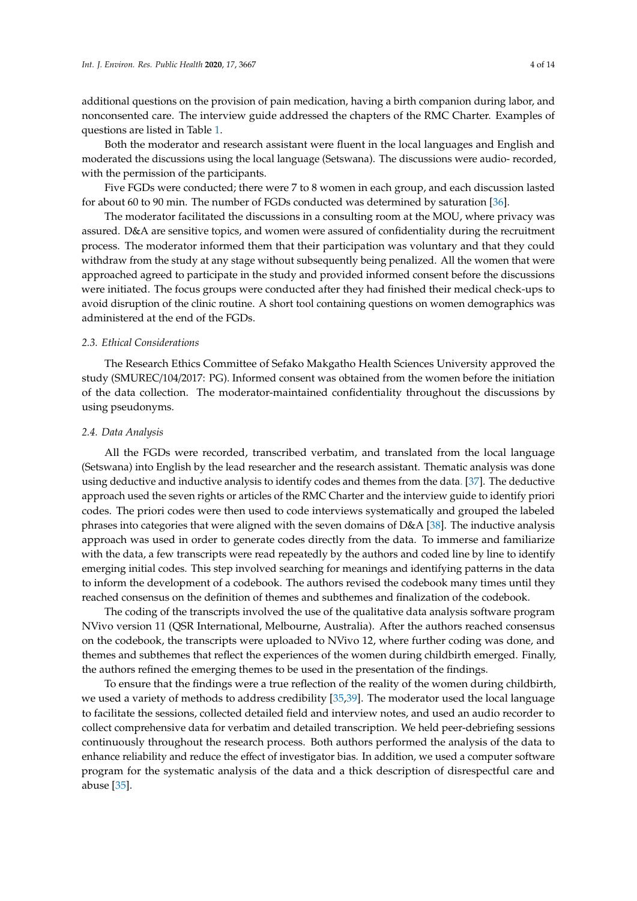additional questions on the provision of pain medication, having a birth companion during labor, and nonconsented care. The interview guide addressed the chapters of the RMC Charter. Examples of questions are listed in Table 1.

Both the moderator and research assistant were fluent in the local languages and English and moderated the discussions using the local language (Setswana). The discussions were audio- recorded, with the permission of the participants.

Five FGDs were conducted; there were 7 to 8 women in each group, and each discussion lasted for about 60 to 90 min. The number of FGDs conducted was determined by saturation [36].

The moderator facilitated the discussions in a consulting room at the MOU, where privacy was assured. D&A are sensitive topics, and women were assured of confidentiality during the recruitment process. The moderator informed them that their participation was voluntary and that they could withdraw from the study at any stage without subsequently being penalized. All the women that were approached agreed to participate in the study and provided informed consent before the discussions were initiated. The focus groups were conducted after they had finished their medical check-ups to avoid disruption of the clinic routine. A short tool containing questions on women demographics was administered at the end of the FGDs.

### *2.3. Ethical Considerations*

The Research Ethics Committee of Sefako Makgatho Health Sciences University approved the study (SMUREC/104/2017: PG). Informed consent was obtained from the women before the initiation of the data collection. The moderator-maintained confidentiality throughout the discussions by using pseudonyms.

### *2.4. Data Analysis*

All the FGDs were recorded, transcribed verbatim, and translated from the local language (Setswana) into English by the lead researcher and the research assistant. Thematic analysis was done using deductive and inductive analysis to identify codes and themes from the data. [37]. The deductive approach used the seven rights or articles of the RMC Charter and the interview guide to identify priori codes. The priori codes were then used to code interviews systematically and grouped the labeled phrases into categories that were aligned with the seven domains of D&A [38]. The inductive analysis approach was used in order to generate codes directly from the data. To immerse and familiarize with the data, a few transcripts were read repeatedly by the authors and coded line by line to identify emerging initial codes. This step involved searching for meanings and identifying patterns in the data to inform the development of a codebook. The authors revised the codebook many times until they reached consensus on the definition of themes and subthemes and finalization of the codebook.

The coding of the transcripts involved the use of the qualitative data analysis software program NVivo version 11 (QSR International, Melbourne, Australia). After the authors reached consensus on the codebook, the transcripts were uploaded to NVivo 12, where further coding was done, and themes and subthemes that reflect the experiences of the women during childbirth emerged. Finally, the authors refined the emerging themes to be used in the presentation of the findings.

To ensure that the findings were a true reflection of the reality of the women during childbirth, we used a variety of methods to address credibility [35,39]. The moderator used the local language to facilitate the sessions, collected detailed field and interview notes, and used an audio recorder to collect comprehensive data for verbatim and detailed transcription. We held peer-debriefing sessions continuously throughout the research process. Both authors performed the analysis of the data to enhance reliability and reduce the effect of investigator bias. In addition, we used a computer software program for the systematic analysis of the data and a thick description of disrespectful care and abuse [35].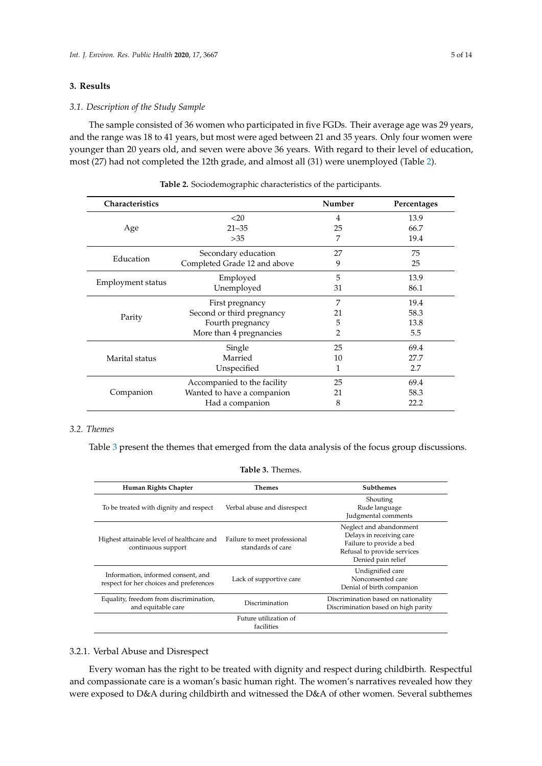## 3. Results

### 3.1. Description of the Study Sample

The sample consisted of 36 women who participated in five FGDs. Their average age was 29 years, and the range was 18 to 41 years, but most were aged between 21 and 35 years. Only four women were younger than 20 years old, and seven were above 36 years. With regard to their level of education, most (27) had not completed the 12th grade, and almost all (31) were unemployed (Table 2).

**Table 2.** Sociodemographic characteristics of the participants.

| Characteristics | | Number | Percentages |
|---|---|---|---|
| Age | <20 | 4 | 13.9 |
| | 21–35 | 25 | 66.7 |
| | >35 | 7 | 19.4 |
| Education | Secondary education | 27 | 75 |
| | Completed Grade 12 and above | 9 | 25 |
| Employment status | Employed | 5 | 13.9 |
| | Unemployed | 31 | 86.1 |
| Parity | First pregnancy | 7 | 19.4 |
| | Second or third pregnancy | 21 | 58.3 |
| | Fourth pregnancy | 5 | 13.8 |
| | More than 4 pregnancies | 2 | 5.5 |
| Marital status | Single | 25 | 69.4 |
| | Married | 10 | 27.7 |
| | Unspecified | 1 | 2.7 |
| Companion | Accompanied to the facility | 25 | 69.4 |
| | Wanted to have a companion | 21 | 58.3 |
| | Had a companion | 8 | 22.2 |

### 3.2. Themes

Table 3 present the themes that emerged from the data analysis of the focus group discussions.

**Table 3.** Themes.

| Human Rights Chapter | Themes | Subthemes |
|---|---|---|
| To be treated with dignity and respect | Verbal abuse and disrespect | Shouting<br>Rude language<br>Judgmental comments |
| Highest attainable level of healthcare and continuous support | Failure to meet professional standards of care | Neglect and abandonment<br>Delays in receiving care<br>Failure to provide a bed<br>Refusal to provide services<br>Denied pain relief |
| Information, informed consent, and respect for her choices and preferences | Lack of supportive care | Undignified care<br>Nonconsented care<br>Denial of birth companion |
| Equality, freedom from discrimination, and equitable care | Discrimination | Discrimination based on nationality<br>Discrimination based on high parity |
| | Future utilization of facilities | |

#### 3.2.1. Verbal Abuse and Disrespect

Every woman has the right to be treated with dignity and respect during childbirth. Respectful and compassionate care is a woman's basic human right. The women's narratives revealed how they were exposed to D&A during childbirth and witnessed the D&A of other women. Several subthemes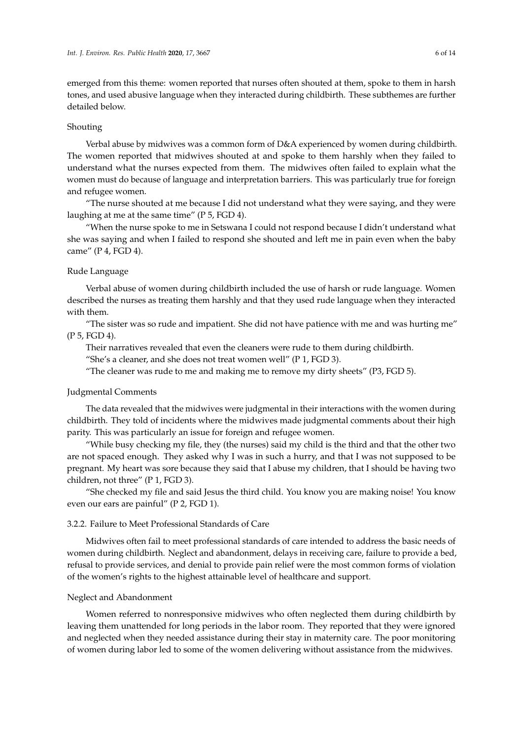emerged from this theme: women reported that nurses often shouted at them, spoke to them in harsh tones, and used abusive language when they interacted during childbirth. These subthemes are further detailed below.

#### Shouting

Verbal abuse by midwives was a common form of D&A experienced by women during childbirth. The women reported that midwives shouted at and spoke to them harshly when they failed to understand what the nurses expected from them. The midwives often failed to explain what the women must do because of language and interpretation barriers. This was particularly true for foreign and refugee women.

"The nurse shouted at me because I did not understand what they were saying, and they were laughing at me at the same time" (P 5, FGD 4).

"When the nurse spoke to me in Setswana I could not respond because I didn't understand what she was saying and when I failed to respond she shouted and left me in pain even when the baby came" (P 4, FGD 4).

#### Rude Language

Verbal abuse of women during childbirth included the use of harsh or rude language. Women described the nurses as treating them harshly and that they used rude language when they interacted with them.

"The sister was so rude and impatient. She did not have patience with me and was hurting me" (P 5, FGD 4).

Their narratives revealed that even the cleaners were rude to them during childbirth.

"She's a cleaner, and she does not treat women well" (P 1, FGD 3).

"The cleaner was rude to me and making me to remove my dirty sheets" (P3, FGD 5).

#### Judgmental Comments

The data revealed that the midwives were judgmental in their interactions with the women during childbirth. They told of incidents where the midwives made judgmental comments about their high parity. This was particularly an issue for foreign and refugee women.

"While busy checking my file, they (the nurses) said my child is the third and that the other two are not spaced enough. They asked why I was in such a hurry, and that I was not supposed to be pregnant. My heart was sore because they said that I abuse my children, that I should be having two children, not three" (P 1, FGD 3).

"She checked my file and said Jesus the third child. You know you are making noise! You know even our ears are painful" (P 2, FGD 1).

### 3.2.2. Failure to Meet Professional Standards of Care

Midwives often fail to meet professional standards of care intended to address the basic needs of women during childbirth. Neglect and abandonment, delays in receiving care, failure to provide a bed, refusal to provide services, and denial to provide pain relief were the most common forms of violation of the women's rights to the highest attainable level of healthcare and support.

#### Neglect and Abandonment

Women referred to nonresponsive midwives who often neglected them during childbirth by leaving them unattended for long periods in the labor room. They reported that they were ignored and neglected when they needed assistance during their stay in maternity care. The poor monitoring of women during labor led to some of the women delivering without assistance from the midwives.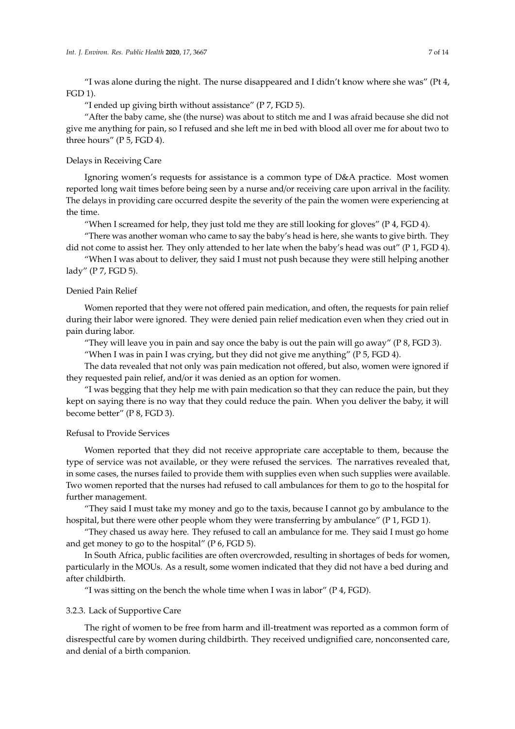"I was alone during the night. The nurse disappeared and I didn't know where she was" (Pt 4, FGD 1).

"I ended up giving birth without assistance" (P 7, FGD 5).

"After the baby came, she (the nurse) was about to stitch me and I was afraid because she did not give me anything for pain, so I refused and she left me in bed with blood all over me for about two to three hours" (P 5, FGD 4).

Delays in Receiving Care

Ignoring women's requests for assistance is a common type of D&A practice. Most women reported long wait times before being seen by a nurse and/or receiving care upon arrival in the facility. The delays in providing care occurred despite the severity of the pain the women were experiencing at the time.

"When I screamed for help, they just told me they are still looking for gloves" (P 4, FGD 4).

"There was another woman who came to say the baby's head is here, she wants to give birth. They did not come to assist her. They only attended to her late when the baby's head was out" (P 1, FGD 4).

"When I was about to deliver, they said I must not push because they were still helping another lady" (P 7, FGD 5).

Denied Pain Relief

Women reported that they were not offered pain medication, and often, the requests for pain relief during their labor were ignored. They were denied pain relief medication even when they cried out in pain during labor.

"They will leave you in pain and say once the baby is out the pain will go away" (P 8, FGD 3).

"When I was in pain I was crying, but they did not give me anything" (P 5, FGD 4).

The data revealed that not only was pain medication not offered, but also, women were ignored if they requested pain relief, and/or it was denied as an option for women.

"I was begging that they help me with pain medication so that they can reduce the pain, but they kept on saying there is no way that they could reduce the pain. When you deliver the baby, it will become better" (P 8, FGD 3).

Refusal to Provide Services

Women reported that they did not receive appropriate care acceptable to them, because the type of service was not available, or they were refused the services. The narratives revealed that, in some cases, the nurses failed to provide them with supplies even when such supplies were available. Two women reported that the nurses had refused to call ambulances for them to go to the hospital for further management.

"They said I must take my money and go to the taxis, because I cannot go by ambulance to the hospital, but there were other people whom they were transferring by ambulance" (P 1, FGD 1).

"They chased us away here. They refused to call an ambulance for me. They said I must go home and get money to go to the hospital" (P 6, FGD 5).

In South Africa, public facilities are often overcrowded, resulting in shortages of beds for women, particularly in the MOUs. As a result, some women indicated that they did not have a bed during and after childbirth.

"I was sitting on the bench the whole time when I was in labor" (P 4, FGD).

### 3.2.3. Lack of Supportive Care

The right of women to be free from harm and ill-treatment was reported as a common form of disrespectful care by women during childbirth. They received undignified care, nonconsented care, and denial of a birth companion.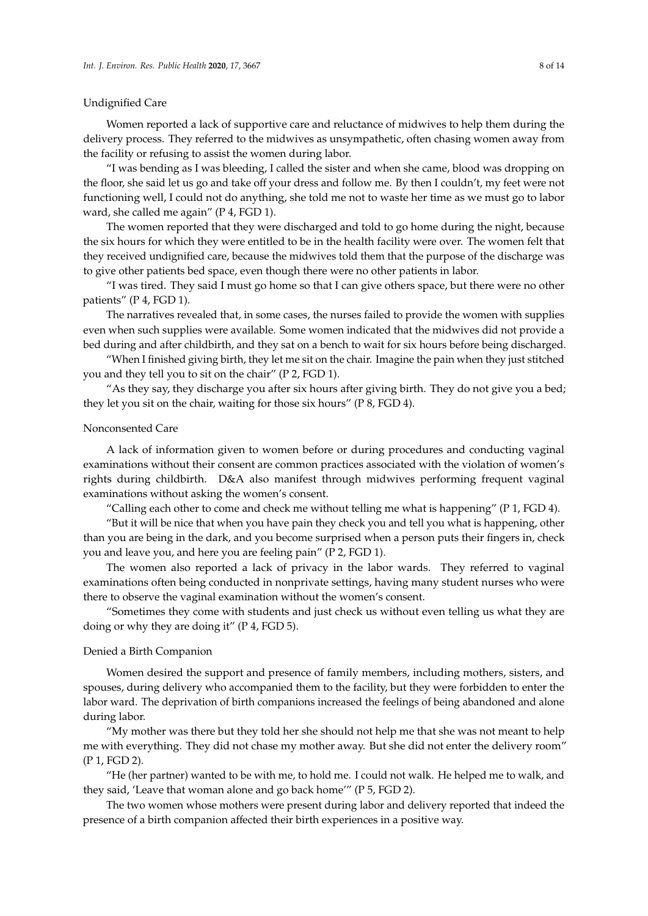#### Undignified Care

Women reported a lack of supportive care and reluctance of midwives to help them during the delivery process. They referred to the midwives as unsympathetic, often chasing women away from the facility or refusing to assist the women during labor.

"I was bending as I was bleeding, I called the sister and when she came, blood was dropping on the floor, she said let us go and take off your dress and follow me. By then I couldn't, my feet were not functioning well, I could not do anything, she told me not to waste her time as we must go to labor ward, she called me again" (P 4, FGD 1).

The women reported that they were discharged and told to go home during the night, because the six hours for which they were entitled to be in the health facility were over. The women felt that they received undignified care, because the midwives told them that the purpose of the discharge was to give other patients bed space, even though there were no other patients in labor.

"I was tired. They said I must go home so that I can give others space, but there were no other patients" (P 4, FGD 1).

The narratives revealed that, in some cases, the nurses failed to provide the women with supplies even when such supplies were available. Some women indicated that the midwives did not provide a bed during and after childbirth, and they sat on a bench to wait for six hours before being discharged.

"When I finished giving birth, they let me sit on the chair. Imagine the pain when they just stitched you and they tell you to sit on the chair" (P 2, FGD 1).

"As they say, they discharge you after six hours after giving birth. They do not give you a bed; they let you sit on the chair, waiting for those six hours" (P 8, FGD 4).

#### Nonconsented Care

A lack of information given to women before or during procedures and conducting vaginal examinations without their consent are common practices associated with the violation of women's rights during childbirth. D&A also manifest through midwives performing frequent vaginal examinations without asking the women's consent.

"Calling each other to come and check me without telling me what is happening" (P 1, FGD 4).

"But it will be nice that when you have pain they check you and tell you what is happening, other than you are being in the dark, and you become surprised when a person puts their fingers in, check you and leave you, and here you are feeling pain" (P 2, FGD 1).

The women also reported a lack of privacy in the labor wards. They referred to vaginal examinations often being conducted in nonprivate settings, having many student nurses who were there to observe the vaginal examination without the women's consent.

"Sometimes they come with students and just check us without even telling us what they are doing or why they are doing it" (P 4, FGD 5).

#### Denied a Birth Companion

Women desired the support and presence of family members, including mothers, sisters, and spouses, during delivery who accompanied them to the facility, but they were forbidden to enter the labor ward. The deprivation of birth companions increased the feelings of being abandoned and alone during labor.

"My mother was there but they told her she should not help me that she was not meant to help me with everything. They did not chase my mother away. But she did not enter the delivery room" (P 1, FGD 2).

"He (her partner) wanted to be with me, to hold me. I could not walk. He helped me to walk, and they said, 'Leave that woman alone and go back home'" (P 5, FGD 2).

The two women whose mothers were present during labor and delivery reported that indeed the presence of a birth companion affected their birth experiences in a positive way.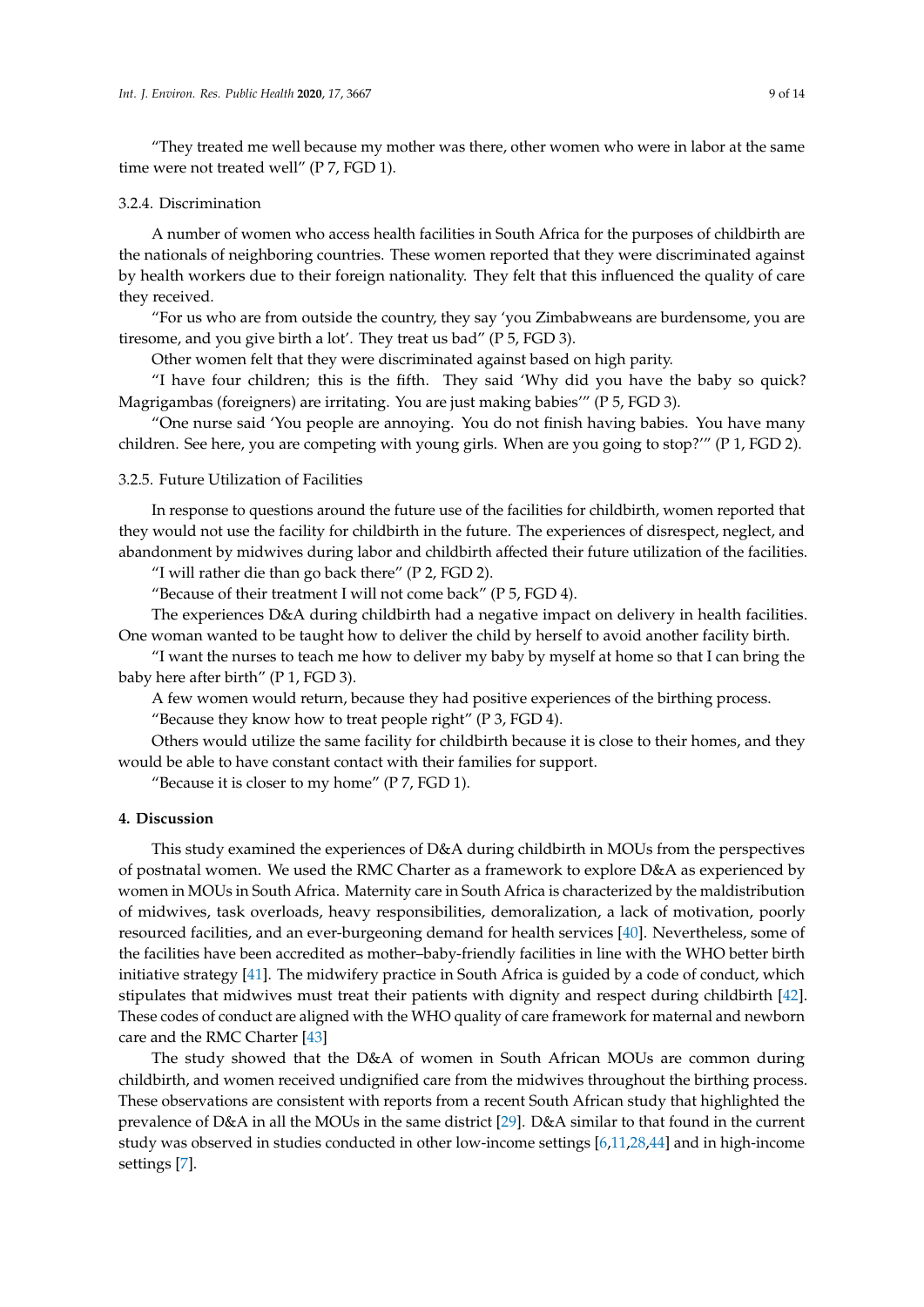"They treated me well because my mother was there, other women who were in labor at the same time were not treated well" (P 7, FGD 1).

### 3.2.4. Discrimination

A number of women who access health facilities in South Africa for the purposes of childbirth are the nationals of neighboring countries. These women reported that they were discriminated against by health workers due to their foreign nationality. They felt that this influenced the quality of care they received.

"For us who are from outside the country, they say 'you Zimbabweans are burdensome, you are tiresome, and you give birth a lot'. They treat us bad" (P 5, FGD 3).

Other women felt that they were discriminated against based on high parity.

"I have four children; this is the fifth. They said 'Why did you have the baby so quick? Magrigambas (foreigners) are irritating. You are just making babies'" (P 5, FGD 3).

"One nurse said 'You people are annoying. You do not finish having babies. You have many children. See here, you are competing with young girls. When are you going to stop?'" (P 1, FGD 2).

### 3.2.5. Future Utilization of Facilities

In response to questions around the future use of the facilities for childbirth, women reported that they would not use the facility for childbirth in the future. The experiences of disrespect, neglect, and abandonment by midwives during labor and childbirth affected their future utilization of the facilities.

"I will rather die than go back there" (P 2, FGD 2).

"Because of their treatment I will not come back" (P 5, FGD 4).

The experiences D&A during childbirth had a negative impact on delivery in health facilities. One woman wanted to be taught how to deliver the child by herself to avoid another facility birth.

"I want the nurses to teach me how to deliver my baby by myself at home so that I can bring the baby here after birth" (P 1, FGD 3).

A few women would return, because they had positive experiences of the birthing process.

"Because they know how to treat people right" (P 3, FGD 4).

Others would utilize the same facility for childbirth because it is close to their homes, and they would be able to have constant contact with their families for support.

"Because it is closer to my home" (P 7, FGD 1).

## 4. Discussion

This study examined the experiences of D&A during childbirth in MOUs from the perspectives of postnatal women. We used the RMC Charter as a framework to explore D&A as experienced by women in MOUs in South Africa. Maternity care in South Africa is characterized by the maldistribution of midwives, task overloads, heavy responsibilities, demoralization, a lack of motivation, poorly resourced facilities, and an ever-burgeoning demand for health services [40]. Nevertheless, some of the facilities have been accredited as mother–baby-friendly facilities in line with the WHO better birth initiative strategy [41]. The midwifery practice in South Africa is guided by a code of conduct, which stipulates that midwives must treat their patients with dignity and respect during childbirth [42]. These codes of conduct are aligned with the WHO quality of care framework for maternal and newborn care and the RMC Charter [43]

The study showed that the D&A of women in South African MOUs are common during childbirth, and women received undignified care from the midwives throughout the birthing process. These observations are consistent with reports from a recent South African study that highlighted the prevalence of D&A in all the MOUs in the same district [29]. D&A similar to that found in the current study was observed in studies conducted in other low-income settings [6,11,28,44] and in high-income settings [7].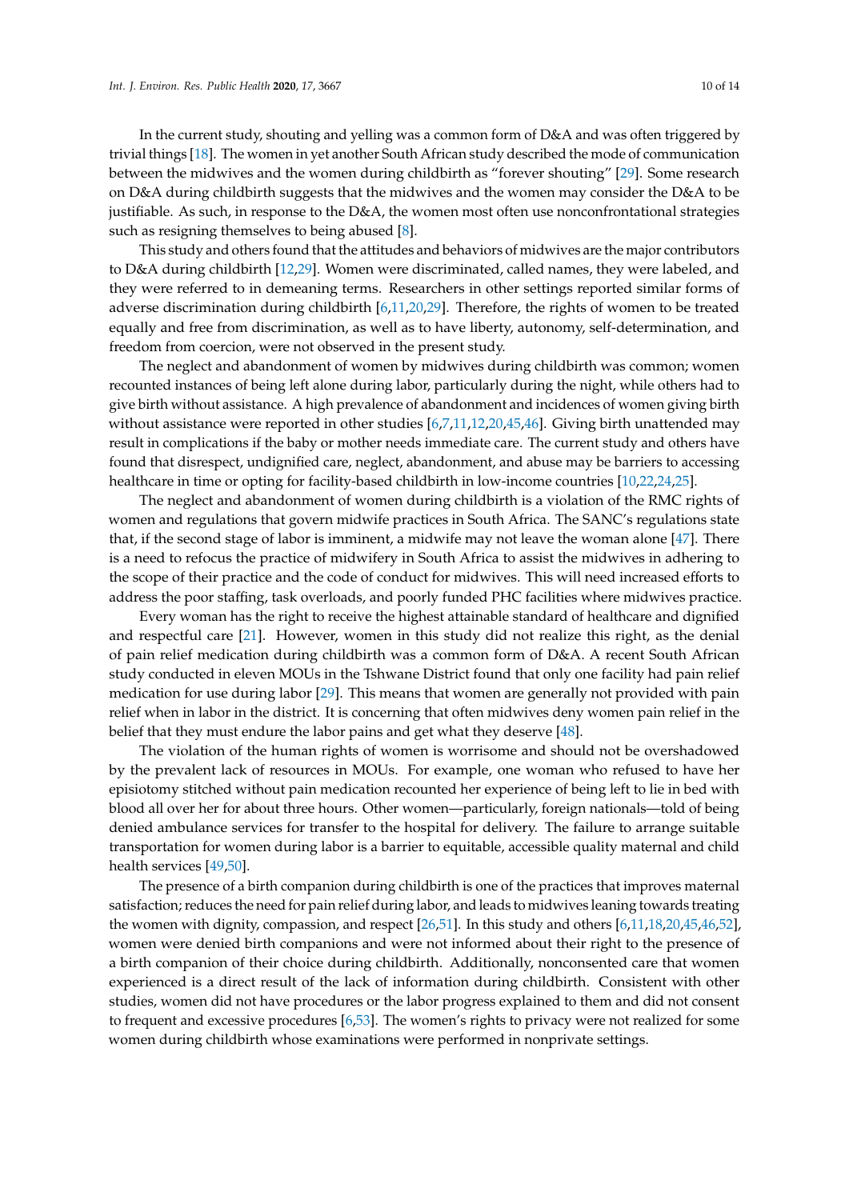In the current study, shouting and yelling was a common form of D&A and was often triggered by trivial things [18]. The women in yet another South African study described the mode of communication between the midwives and the women during childbirth as "forever shouting" [29]. Some research on D&A during childbirth suggests that the midwives and the women may consider the D&A to be justifiable. As such, in response to the D&A, the women most often use nonconfrontational strategies such as resigning themselves to being abused [8].

This study and others found that the attitudes and behaviors of midwives are the major contributors to D&A during childbirth [12,29]. Women were discriminated, called names, they were labeled, and they were referred to in demeaning terms. Researchers in other settings reported similar forms of adverse discrimination during childbirth [6,11,20,29]. Therefore, the rights of women to be treated equally and free from discrimination, as well as to have liberty, autonomy, self-determination, and freedom from coercion, were not observed in the present study.

The neglect and abandonment of women by midwives during childbirth was common; women recounted instances of being left alone during labor, particularly during the night, while others had to give birth without assistance. A high prevalence of abandonment and incidences of women giving birth without assistance were reported in other studies [6,7,11,12,20,45,46]. Giving birth unattended may result in complications if the baby or mother needs immediate care. The current study and others have found that disrespect, undignified care, neglect, abandonment, and abuse may be barriers to accessing healthcare in time or opting for facility-based childbirth in low-income countries [10,22,24,25].

The neglect and abandonment of women during childbirth is a violation of the RMC rights of women and regulations that govern midwife practices in South Africa. The SANC's regulations state that, if the second stage of labor is imminent, a midwife may not leave the woman alone [47]. There is a need to refocus the practice of midwifery in South Africa to assist the midwives in adhering to the scope of their practice and the code of conduct for midwives. This will need increased efforts to address the poor staffing, task overloads, and poorly funded PHC facilities where midwives practice.

Every woman has the right to receive the highest attainable standard of healthcare and dignified and respectful care [21]. However, women in this study did not realize this right, as the denial of pain relief medication during childbirth was a common form of D&A. A recent South African study conducted in eleven MOUs in the Tshwane District found that only one facility had pain relief medication for use during labor [29]. This means that women are generally not provided with pain relief when in labor in the district. It is concerning that often midwives deny women pain relief in the belief that they must endure the labor pains and get what they deserve [48].

The violation of the human rights of women is worrisome and should not be overshadowed by the prevalent lack of resources in MOUs. For example, one woman who refused to have her episiotomy stitched without pain medication recounted her experience of being left to lie in bed with blood all over her for about three hours. Other women—particularly, foreign nationals—told of being denied ambulance services for transfer to the hospital for delivery. The failure to arrange suitable transportation for women during labor is a barrier to equitable, accessible quality maternal and child health services [49,50].

The presence of a birth companion during childbirth is one of the practices that improves maternal satisfaction; reduces the need for pain relief during labor, and leads to midwives leaning towards treating the women with dignity, compassion, and respect [26,51]. In this study and others [6,11,18,20,45,46,52], women were denied birth companions and were not informed about their right to the presence of a birth companion of their choice during childbirth. Additionally, nonconsented care that women experienced is a direct result of the lack of information during childbirth. Consistent with other studies, women did not have procedures or the labor progress explained to them and did not consent to frequent and excessive procedures [6,53]. The women's rights to privacy were not realized for some women during childbirth whose examinations were performed in nonprivate settings.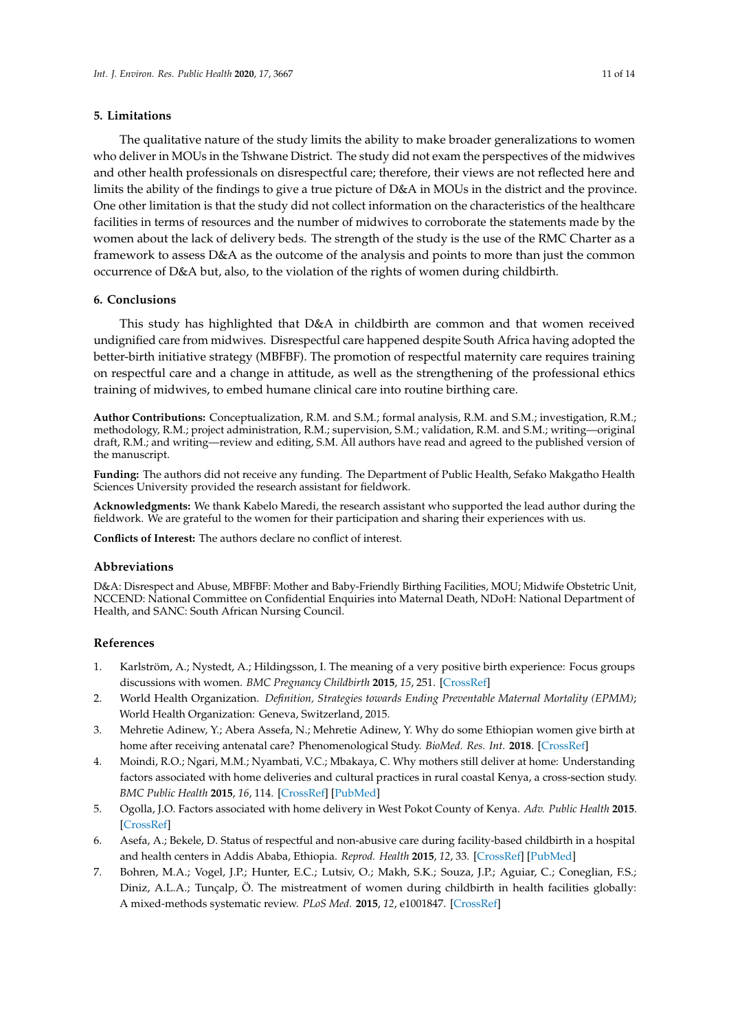## 5. Limitations

The qualitative nature of the study limits the ability to make broader generalizations to women who deliver in MOUs in the Tshwane District. The study did not exam the perspectives of the midwives and other health professionals on disrespectful care; therefore, their views are not reflected here and limits the ability of the findings to give a true picture of D&A in MOUs in the district and the province. One other limitation is that the study did not collect information on the characteristics of the healthcare facilities in terms of resources and the number of midwives to corroborate the statements made by the women about the lack of delivery beds. The strength of the study is the use of the RMC Charter as a framework to assess D&A as the outcome of the analysis and points to more than just the common occurrence of D&A but, also, to the violation of the rights of women during childbirth.

## 6. Conclusions

This study has highlighted that D&A in childbirth are common and that women received undignified care from midwives. Disrespectful care happened despite South Africa having adopted the better-birth initiative strategy (MBFBF). The promotion of respectful maternity care requires training on respectful care and a change in attitude, as well as the strengthening of the professional ethics training of midwives, to embed humane clinical care into routine birthing care.

**Author Contributions:** Conceptualization, R.M. and S.M.; formal analysis, R.M. and S.M.; investigation, R.M.; methodology, R.M.; project administration, R.M.; supervision, S.M.; validation, R.M. and S.M.; writing—original draft, R.M.; and writing—review and editing, S.M. All authors have read and agreed to the published version of the manuscript.

**Funding:** The authors did not receive any funding. The Department of Public Health, Sefako Makgatho Health Sciences University provided the research assistant for fieldwork.

**Acknowledgments:** We thank Kabelo Maredi, the research assistant who supported the lead author during the fieldwork. We are grateful to the women for their participation and sharing their experiences with us.

**Conflicts of Interest:** The authors declare no conflict of interest.

## Abbreviations

D&A: Disrespect and Abuse, MBFBF: Mother and Baby-Friendly Birthing Facilities, MOU; Midwife Obstetric Unit, NCCEND: National Committee on Confidential Enquiries into Maternal Death, NDoH: National Department of Health, and SANC: South African Nursing Council.

## References

1. Karlström, A.; Nystedt, A.; Hildingsson, I. The meaning of a very positive birth experience: Focus groups discussions with women. *BMC Pregnancy Childbirth* **2015**, *15*, 251. [CrossRef]
2. World Health Organization. *Definition, Strategies towards Ending Preventable Maternal Mortality (EPMM)*; World Health Organization: Geneva, Switzerland, 2015.
3. Mehretie Adinew, Y.; Abera Assefa, N.; Mehretie Adinew, Y. Why do some Ethiopian women give birth at home after receiving antenatal care? Phenomenological Study. *BioMed. Res. Int.* **2018**. [CrossRef]
4. Moindi, R.O.; Ngari, M.M.; Nyambati, V.C.; Mbakaya, C. Why mothers still deliver at home: Understanding factors associated with home deliveries and cultural practices in rural coastal Kenya, a cross-section study. *BMC Public Health* **2015**, *16*, 114. [CrossRef] [PubMed]
5. Ogolla, J.O. Factors associated with home delivery in West Pokot County of Kenya. *Adv. Public Health* **2015**. [CrossRef]
6. Asefa, A.; Bekele, D. Status of respectful and non-abusive care during facility-based childbirth in a hospital and health centers in Addis Ababa, Ethiopia. *Reprod. Health* **2015**, *12*, 33. [CrossRef] [PubMed]
7. Bohren, M.A.; Vogel, J.P.; Hunter, E.C.; Lutsiv, O.; Makh, S.K.; Souza, J.P.; Aguiar, C.; Coneglian, F.S.; Diniz, A.L.A.; Tunçalp, Ö. The mistreatment of women during childbirth in health facilities globally: A mixed-methods systematic review. *PLoS Med.* **2015**, *12*, e1001847. [CrossRef]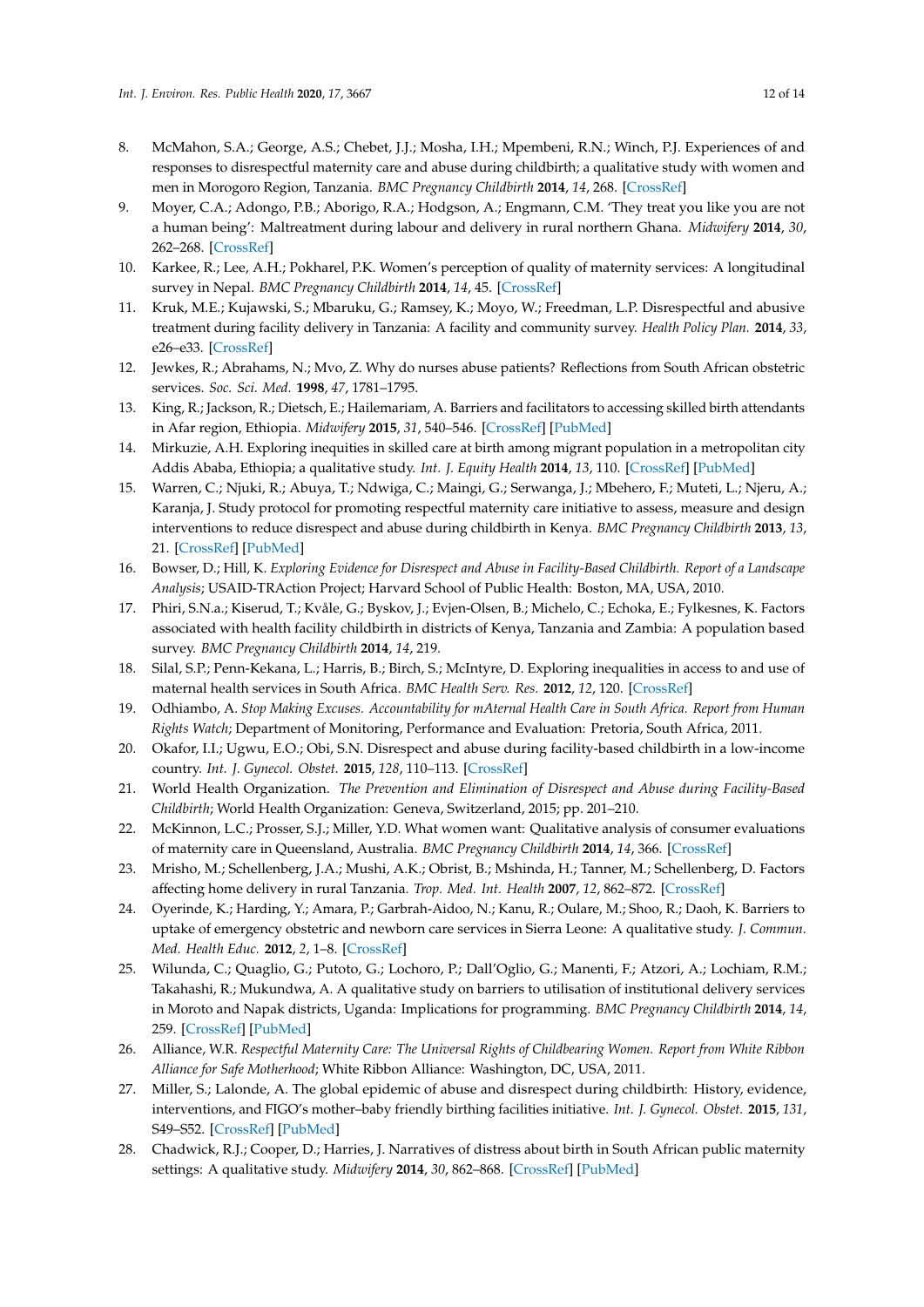8. McMahon, S.A.; George, A.S.; Chebet, J.J.; Mosha, I.H.; Mpembeni, R.N.; Winch, P.J. Experiences of and responses to disrespectful maternity care and abuse during childbirth; a qualitative study with women and men in Morogoro Region, Tanzania. *BMC Pregnancy Childbirth* **2014**, *14*, 268. [CrossRef]
9. Moyer, C.A.; Adongo, P.B.; Aborigo, R.A.; Hodgson, A.; Engmann, C.M. 'They treat you like you are not a human being': Maltreatment during labour and delivery in rural northern Ghana. *Midwifery* **2014**, *30*, 262–268. [CrossRef]
10. Karkee, R.; Lee, A.H.; Pokharel, P.K. Women's perception of quality of maternity services: A longitudinal survey in Nepal. *BMC Pregnancy Childbirth* **2014**, *14*, 45. [CrossRef]
11. Kruk, M.E.; Kujawski, S.; Mbaruku, G.; Ramsey, K.; Moyo, W.; Freedman, L.P. Disrespectful and abusive treatment during facility delivery in Tanzania: A facility and community survey. *Health Policy Plan.* **2014**, *33*, e26–e33. [CrossRef]
12. Jewkes, R.; Abrahams, N.; Mvo, Z. Why do nurses abuse patients? Reflections from South African obstetric services. *Soc. Sci. Med.* **1998**, *47*, 1781–1795.
13. King, R.; Jackson, R.; Dietsch, E.; Hailemariam, A. Barriers and facilitators to accessing skilled birth attendants in Afar region, Ethiopia. *Midwifery* **2015**, *31*, 540–546. [CrossRef] [PubMed]
14. Mirkuzie, A.H. Exploring inequities in skilled care at birth among migrant population in a metropolitan city Addis Ababa, Ethiopia; a qualitative study. *Int. J. Equity Health* **2014**, *13*, 110. [CrossRef] [PubMed]
15. Warren, C.; Njuki, R.; Abuya, T.; Ndwiga, C.; Maingi, G.; Serwanga, J.; Mbehero, F.; Muteti, L.; Njeru, A.; Karanja, J. Study protocol for promoting respectful maternity care initiative to assess, measure and design interventions to reduce disrespect and abuse during childbirth in Kenya. *BMC Pregnancy Childbirth* **2013**, *13*, 21. [CrossRef] [PubMed]
16. Bowser, D.; Hill, K. *Exploring Evidence for Disrespect and Abuse in Facility-Based Childbirth. Report of a Landscape Analysis*; USAID-TRAction Project; Harvard School of Public Health: Boston, MA, USA, 2010.
17. Phiri, S.N.a.; Kiserud, T.; Kvåle, G.; Byskov, J.; Evjen-Olsen, B.; Michelo, C.; Echoka, E.; Fylkesnes, K. Factors associated with health facility childbirth in districts of Kenya, Tanzania and Zambia: A population based survey. *BMC Pregnancy Childbirth* **2014**, *14*, 219.
18. Silal, S.P.; Penn-Kekana, L.; Harris, B.; Birch, S.; McIntyre, D. Exploring inequalities in access to and use of maternal health services in South Africa. *BMC Health Serv. Res.* **2012**, *12*, 120. [CrossRef]
19. Odhiambo, A. *Stop Making Excuses. Accountability for mAternal Health Care in South Africa. Report from Human Rights Watch*; Department of Monitoring, Performance and Evaluation: Pretoria, South Africa, 2011.
20. Okafor, I.I.; Ugwu, E.O.; Obi, S.N. Disrespect and abuse during facility-based childbirth in a low-income country. *Int. J. Gynecol. Obstet.* **2015**, *128*, 110–113. [CrossRef]
21. World Health Organization. *The Prevention and Elimination of Disrespect and Abuse during Facility-Based Childbirth*; World Health Organization: Geneva, Switzerland, 2015; pp. 201–210.
22. McKinnon, L.C.; Prosser, S.J.; Miller, Y.D. What women want: Qualitative analysis of consumer evaluations of maternity care in Queensland, Australia. *BMC Pregnancy Childbirth* **2014**, *14*, 366. [CrossRef]
23. Mrisho, M.; Schellenberg, J.A.; Mushi, A.K.; Obrist, B.; Mshinda, H.; Tanner, M.; Schellenberg, D. Factors affecting home delivery in rural Tanzania. *Trop. Med. Int. Health* **2007**, *12*, 862–872. [CrossRef]
24. Oyerinde, K.; Harding, Y.; Amara, P.; Garbrah-Aidoo, N.; Kanu, R.; Oulare, M.; Shoo, R.; Daoh, K. Barriers to uptake of emergency obstetric and newborn care services in Sierra Leone: A qualitative study. *J. Commun. Med. Health Educ.* **2012**, *2*, 1–8. [CrossRef]
25. Wilunda, C.; Quaglio, G.; Putoto, G.; Lochoro, P.; Dall'Oglio, G.; Manenti, F.; Atzori, A.; Lochiam, R.M.; Takahashi, R.; Mukundwa, A. A qualitative study on barriers to utilisation of institutional delivery services in Moroto and Napak districts, Uganda: Implications for programming. *BMC Pregnancy Childbirth* **2014**, *14*, 259. [CrossRef] [PubMed]
26. Alliance, W.R. *Respectful Maternity Care: The Universal Rights of Childbearing Women. Report from White Ribbon Alliance for Safe Motherhood*; White Ribbon Alliance: Washington, DC, USA, 2011.
27. Miller, S.; Lalonde, A. The global epidemic of abuse and disrespect during childbirth: History, evidence, interventions, and FIGO's mother–baby friendly birthing facilities initiative. *Int. J. Gynecol. Obstet.* **2015**, *131*, S49–S52. [CrossRef] [PubMed]
28. Chadwick, R.J.; Cooper, D.; Harries, J. Narratives of distress about birth in South African public maternity settings: A qualitative study. *Midwifery* **2014**, *30*, 862–868. [CrossRef] [PubMed]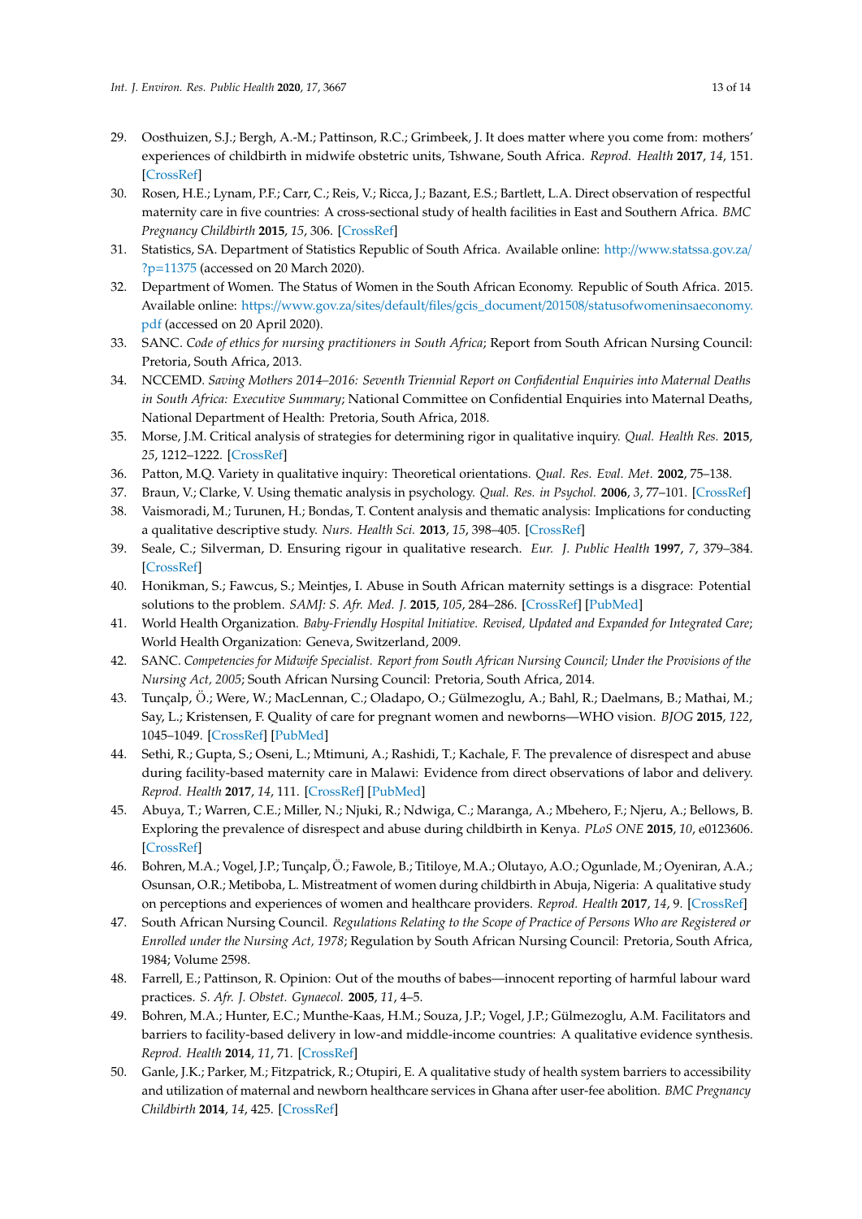29. Oosthuizen, S.J.; Bergh, A.-M.; Pattinson, R.C.; Grimbeek, J. It does matter where you come from: mothers' experiences of childbirth in midwife obstetric units, Tshwane, South Africa. *Reprod. Health* **2017**, *14*, 151. [CrossRef]
30. Rosen, H.E.; Lynam, P.F.; Carr, C.; Reis, V.; Ricca, J.; Bazant, E.S.; Bartlett, L.A. Direct observation of respectful maternity care in five countries: A cross-sectional study of health facilities in East and Southern Africa. *BMC Pregnancy Childbirth* **2015**, *15*, 306. [CrossRef]
31. Statistics, SA. Department of Statistics Republic of South Africa. Available online: http://www.statssa.gov.za/?p=11375 (accessed on 20 March 2020).
32. Department of Women. The Status of Women in the South African Economy. Republic of South Africa. 2015. Available online: https://www.gov.za/sites/default/files/gcis_document/201508/statusofwomeninsaeconomy.pdf (accessed on 20 April 2020).
33. SANC. *Code of ethics for nursing practitioners in South Africa*; Report from South African Nursing Council: Pretoria, South Africa, 2013.
34. NCCEMD. *Saving Mothers 2014–2016: Seventh Triennial Report on Confidential Enquiries into Maternal Deaths in South Africa: Executive Summary*; National Committee on Confidential Enquiries into Maternal Deaths, National Department of Health: Pretoria, South Africa, 2018.
35. Morse, J.M. Critical analysis of strategies for determining rigor in qualitative inquiry. *Qual. Health Res.* **2015**, *25*, 1212–1222. [CrossRef]
36. Patton, M.Q. Variety in qualitative inquiry: Theoretical orientations. *Qual. Res. Eval. Met.* **2002**, 75–138.
37. Braun, V.; Clarke, V. Using thematic analysis in psychology. *Qual. Res. in Psychol.* **2006**, *3*, 77–101. [CrossRef]
38. Vaismoradi, M.; Turunen, H.; Bondas, T. Content analysis and thematic analysis: Implications for conducting a qualitative descriptive study. *Nurs. Health Sci.* **2013**, *15*, 398–405. [CrossRef]
39. Seale, C.; Silverman, D. Ensuring rigour in qualitative research. *Eur. J. Public Health* **1997**, *7*, 379–384. [CrossRef]
40. Honikman, S.; Fawcus, S.; Meintjes, I. Abuse in South African maternity settings is a disgrace: Potential solutions to the problem. *SAMJ: S. Afr. Med. J.* **2015**, *105*, 284–286. [CrossRef] [PubMed]
41. World Health Organization. *Baby-Friendly Hospital Initiative. Revised, Updated and Expanded for Integrated Care*; World Health Organization: Geneva, Switzerland, 2009.
42. SANC. *Competencies for Midwife Specialist. Report from South African Nursing Council; Under the Provisions of the Nursing Act, 2005*; South African Nursing Council: Pretoria, South Africa, 2014.
43. Tunçalp, Ö.; Were, W.; MacLennan, C.; Oladapo, O.; Gülmezoglu, A.; Bahl, R.; Daelmans, B.; Mathai, M.; Say, L.; Kristensen, F. Quality of care for pregnant women and newborns—WHO vision. *BJOG* **2015**, *122*, 1045–1049. [CrossRef] [PubMed]
44. Sethi, R.; Gupta, S.; Oseni, L.; Mtimuni, A.; Rashidi, T.; Kachale, F. The prevalence of disrespect and abuse during facility-based maternity care in Malawi: Evidence from direct observations of labor and delivery. *Reprod. Health* **2017**, *14*, 111. [CrossRef] [PubMed]
45. Abuya, T.; Warren, C.E.; Miller, N.; Njuki, R.; Ndwiga, C.; Maranga, A.; Mbehero, F.; Njeru, A.; Bellows, B. Exploring the prevalence of disrespect and abuse during childbirth in Kenya. *PLoS ONE* **2015**, *10*, e0123606. [CrossRef]
46. Bohren, M.A.; Vogel, J.P.; Tunçalp, Ö.; Fawole, B.; Titiloye, M.A.; Olutayo, A.O.; Ogunlade, M.; Oyeniran, A.A.; Osunsan, O.R.; Metiboba, L. Mistreatment of women during childbirth in Abuja, Nigeria: A qualitative study on perceptions and experiences of women and healthcare providers. *Reprod. Health* **2017**, *14*, 9. [CrossRef]
47. South African Nursing Council. *Regulations Relating to the Scope of Practice of Persons Who are Registered or Enrolled under the Nursing Act, 1978*; Regulation by South African Nursing Council: Pretoria, South Africa, 1984; Volume 2598.
48. Farrell, E.; Pattinson, R. Opinion: Out of the mouths of babes—innocent reporting of harmful labour ward practices. *S. Afr. J. Obstet. Gynaecol.* **2005**, *11*, 4–5.
49. Bohren, M.A.; Hunter, E.C.; Munthe-Kaas, H.M.; Souza, J.P.; Vogel, J.P.; Gülmezoglu, A.M. Facilitators and barriers to facility-based delivery in low-and middle-income countries: A qualitative evidence synthesis. *Reprod. Health* **2014**, *11*, 71. [CrossRef]
50. Ganle, J.K.; Parker, M.; Fitzpatrick, R.; Otupiri, E. A qualitative study of health system barriers to accessibility and utilization of maternal and newborn healthcare services in Ghana after user-fee abolition. *BMC Pregnancy Childbirth* **2014**, *14*, 425. [CrossRef]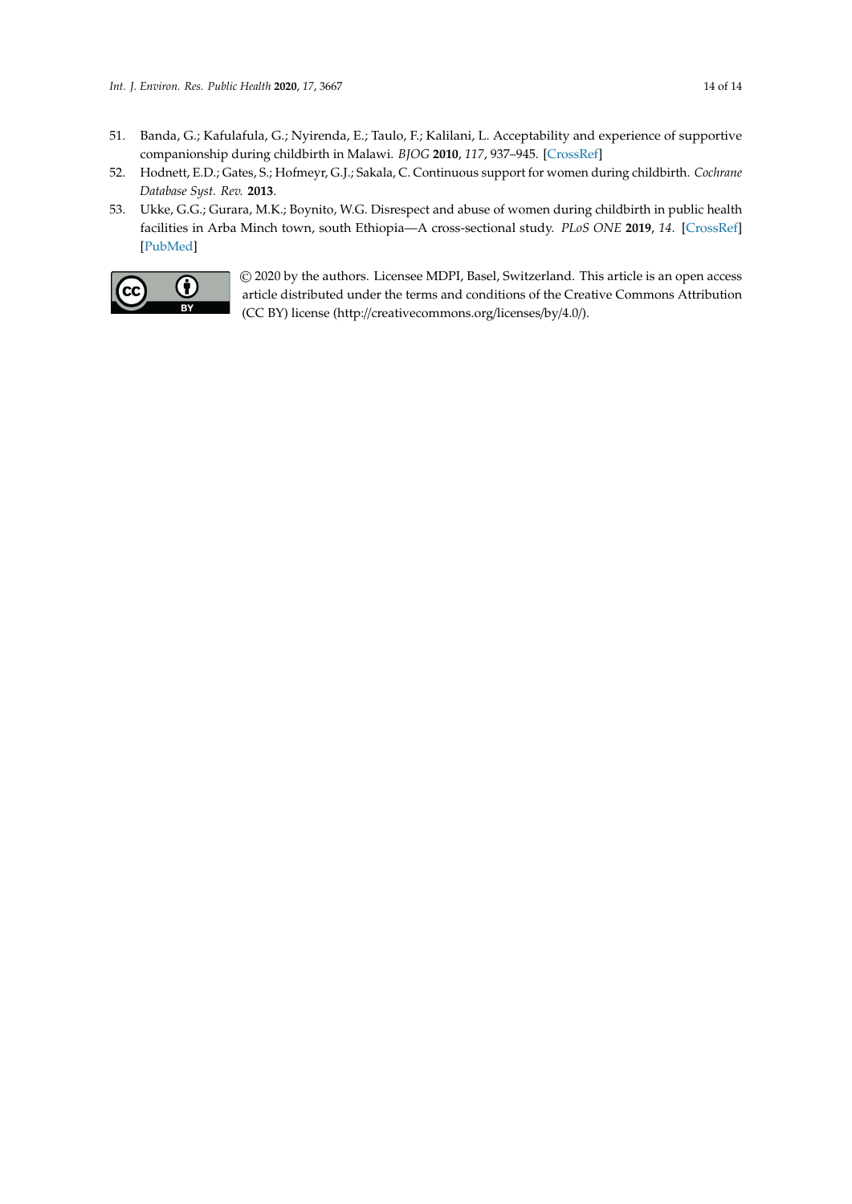51. Banda, G.; Kafulafula, G.; Nyirenda, E.; Taulo, F.; Kalilani, L. Acceptability and experience of supportive companionship during childbirth in Malawi. *BJOG* **2010**, *117*, 937–945. [CrossRef]
52. Hodnett, E.D.; Gates, S.; Hofmeyr, G.J.; Sakala, C. Continuous support for women during childbirth. *Cochrane Database Syst. Rev.* **2013**.
53. Ukke, G.G.; Gurara, M.K.; Boynito, W.G. Disrespect and abuse of women during childbirth in public health facilities in Arba Minch town, south Ethiopia—A cross-sectional study. *PLoS ONE* **2019**, *14*. [CrossRef] [PubMed]

© 2020 by the authors. Licensee MDPI, Basel, Switzerland. This article is an open access article distributed under the terms and conditions of the Creative Commons Attribution (CC BY) license (http://creativecommons.org/licenses/by/4.0/).